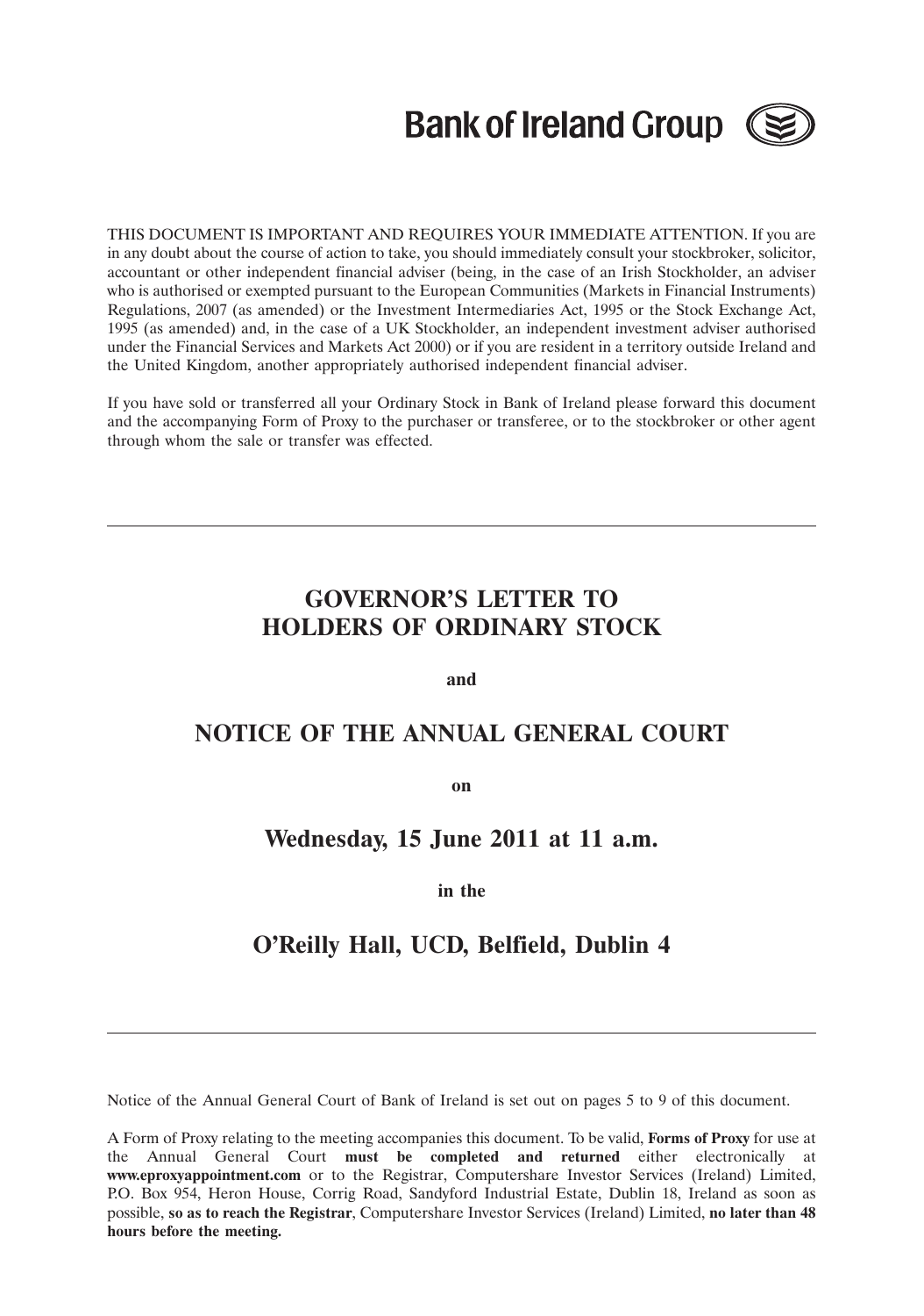**Bank of Ireland Group**

THIS DOCUMENT IS IMPORTANT AND REQUIRES YOUR IMMEDIATE ATTENTION. If you are in any doubt about the course of action to take, you should immediately consult your stockbroker, solicitor, accountant or other independent financial adviser (being, in the case of an Irish Stockholder, an adviser who is authorised or exempted pursuant to the European Communities (Markets in Financial Instruments) Regulations, 2007 (as amended) or the Investment Intermediaries Act, 1995 or the Stock Exchange Act, 1995 (as amended) and, in the case of a UK Stockholder, an independent investment adviser authorised under the Financial Services and Markets Act 2000) or if you are resident in a territory outside Ireland and the United Kingdom, another appropriately authorised independent financial adviser.

If you have sold or transferred all your Ordinary Stock in Bank of Ireland please forward this document and the accompanying Form of Proxy to the purchaser or transferee, or to the stockbroker or other agent through whom the sale or transfer was effected.

---

# GOVERNOR'S LETTER TO HOLDERS OF ORDINARY STOCK

**and**

# NOTICE OF THE ANNUAL GENERAL COURT

**on**

## Wednesday, 15 June 2011 at 11 a.m.

**in the**

## O'Reilly Hall, UCD, Belfield, Dublin 4

---

Notice of the Annual General Court of Bank of Ireland is set out on pages 5 to 9 of this document.

A Form of Proxy relating to the meeting accompanies this document. To be valid, **Forms of Proxy** for use at the Annual General Court **must be completed and returned** either electronically at **www.eproxyappointment.com** or to the Registrar, Computershare Investor Services (Ireland) Limited, P.O. Box 954, Heron House, Corrig Road, Sandyford Industrial Estate, Dublin 18, Ireland as soon as possible, **so as to reach the Registrar**, Computershare Investor Services (Ireland) Limited, **no later than 48 hours before the meeting.**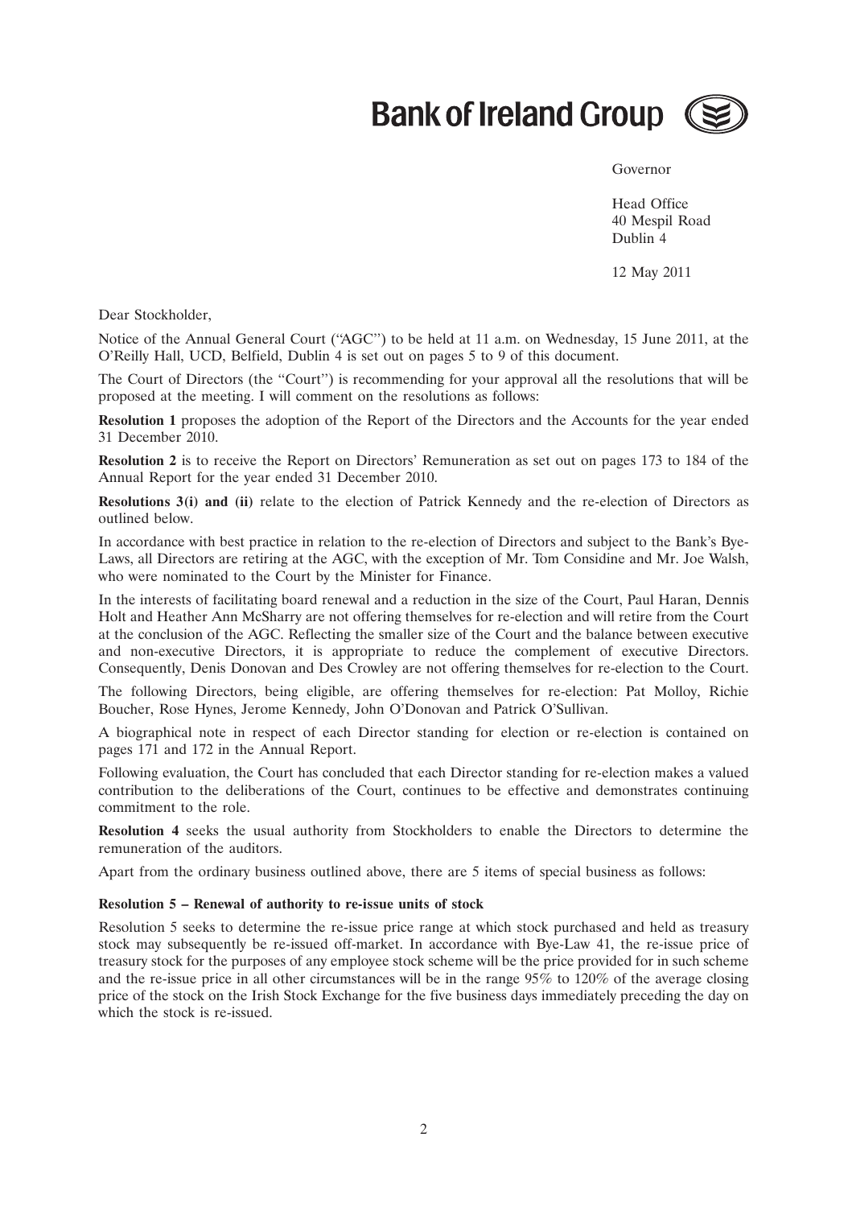**Bank of Ireland Group**

Governor

Head Office
40 Mespil Road
Dublin 4

12 May 2011

Dear Stockholder,

Notice of the Annual General Court ("AGC") to be held at 11 a.m. on Wednesday, 15 June 2011, at the O'Reilly Hall, UCD, Belfield, Dublin 4 is set out on pages 5 to 9 of this document.

The Court of Directors (the "Court") is recommending for your approval all the resolutions that will be proposed at the meeting. I will comment on the resolutions as follows:

**Resolution 1** proposes the adoption of the Report of the Directors and the Accounts for the year ended 31 December 2010.

**Resolution 2** is to receive the Report on Directors' Remuneration as set out on pages 173 to 184 of the Annual Report for the year ended 31 December 2010.

**Resolutions 3(i) and (ii)** relate to the election of Patrick Kennedy and the re-election of Directors as outlined below.

In accordance with best practice in relation to the re-election of Directors and subject to the Bank's Bye-Laws, all Directors are retiring at the AGC, with the exception of Mr. Tom Considine and Mr. Joe Walsh, who were nominated to the Court by the Minister for Finance.

In the interests of facilitating board renewal and a reduction in the size of the Court, Paul Haran, Dennis Holt and Heather Ann McSharry are not offering themselves for re-election and will retire from the Court at the conclusion of the AGC. Reflecting the smaller size of the Court and the balance between executive and non-executive Directors, it is appropriate to reduce the complement of executive Directors. Consequently, Denis Donovan and Des Crowley are not offering themselves for re-election to the Court.

The following Directors, being eligible, are offering themselves for re-election: Pat Molloy, Richie Boucher, Rose Hynes, Jerome Kennedy, John O'Donovan and Patrick O'Sullivan.

A biographical note in respect of each Director standing for election or re-election is contained on pages 171 and 172 in the Annual Report.

Following evaluation, the Court has concluded that each Director standing for re-election makes a valued contribution to the deliberations of the Court, continues to be effective and demonstrates continuing commitment to the role.

**Resolution 4** seeks the usual authority from Stockholders to enable the Directors to determine the remuneration of the auditors.

Apart from the ordinary business outlined above, there are 5 items of special business as follows:

**Resolution 5 – Renewal of authority to re-issue units of stock**

Resolution 5 seeks to determine the re-issue price range at which stock purchased and held as treasury stock may subsequently be re-issued off-market. In accordance with Bye-Law 41, the re-issue price of treasury stock for the purposes of any employee stock scheme will be the price provided for in such scheme and the re-issue price in all other circumstances will be in the range 95% to 120% of the average closing price of the stock on the Irish Stock Exchange for the five business days immediately preceding the day on which the stock is re-issued.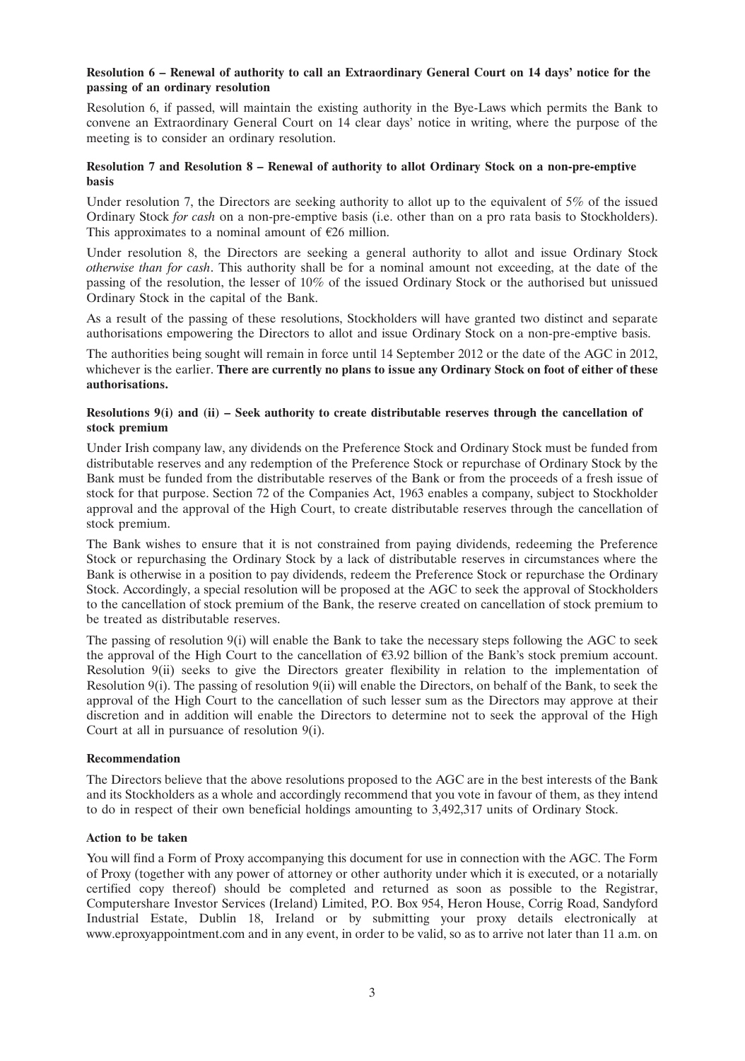**Resolution 6 – Renewal of authority to call an Extraordinary General Court on 14 days' notice for the passing of an ordinary resolution**

Resolution 6, if passed, will maintain the existing authority in the Bye-Laws which permits the Bank to convene an Extraordinary General Court on 14 clear days' notice in writing, where the purpose of the meeting is to consider an ordinary resolution.

**Resolution 7 and Resolution 8 – Renewal of authority to allot Ordinary Stock on a non-pre-emptive basis**

Under resolution 7, the Directors are seeking authority to allot up to the equivalent of 5% of the issued Ordinary Stock *for cash* on a non-pre-emptive basis (i.e. other than on a pro rata basis to Stockholders). This approximates to a nominal amount of €26 million.

Under resolution 8, the Directors are seeking a general authority to allot and issue Ordinary Stock *otherwise than for cash*. This authority shall be for a nominal amount not exceeding, at the date of the passing of the resolution, the lesser of 10% of the issued Ordinary Stock or the authorised but unissued Ordinary Stock in the capital of the Bank.

As a result of the passing of these resolutions, Stockholders will have granted two distinct and separate authorisations empowering the Directors to allot and issue Ordinary Stock on a non-pre-emptive basis.

The authorities being sought will remain in force until 14 September 2012 or the date of the AGC in 2012, whichever is the earlier. **There are currently no plans to issue any Ordinary Stock on foot of either of these authorisations.**

**Resolutions 9(i) and (ii) – Seek authority to create distributable reserves through the cancellation of stock premium**

Under Irish company law, any dividends on the Preference Stock and Ordinary Stock must be funded from distributable reserves and any redemption of the Preference Stock or repurchase of Ordinary Stock by the Bank must be funded from the distributable reserves of the Bank or from the proceeds of a fresh issue of stock for that purpose. Section 72 of the Companies Act, 1963 enables a company, subject to Stockholder approval and the approval of the High Court, to create distributable reserves through the cancellation of stock premium.

The Bank wishes to ensure that it is not constrained from paying dividends, redeeming the Preference Stock or repurchasing the Ordinary Stock by a lack of distributable reserves in circumstances where the Bank is otherwise in a position to pay dividends, redeem the Preference Stock or repurchase the Ordinary Stock. Accordingly, a special resolution will be proposed at the AGC to seek the approval of Stockholders to the cancellation of stock premium of the Bank, the reserve created on cancellation of stock premium to be treated as distributable reserves.

The passing of resolution 9(i) will enable the Bank to take the necessary steps following the AGC to seek the approval of the High Court to the cancellation of €3.92 billion of the Bank's stock premium account. Resolution 9(ii) seeks to give the Directors greater flexibility in relation to the implementation of Resolution 9(i). The passing of resolution 9(ii) will enable the Directors, on behalf of the Bank, to seek the approval of the High Court to the cancellation of such lesser sum as the Directors may approve at their discretion and in addition will enable the Directors to determine not to seek the approval of the High Court at all in pursuance of resolution 9(i).

**Recommendation**

The Directors believe that the above resolutions proposed to the AGC are in the best interests of the Bank and its Stockholders as a whole and accordingly recommend that you vote in favour of them, as they intend to do in respect of their own beneficial holdings amounting to 3,492,317 units of Ordinary Stock.

**Action to be taken**

You will find a Form of Proxy accompanying this document for use in connection with the AGC. The Form of Proxy (together with any power of attorney or other authority under which it is executed, or a notarially certified copy thereof) should be completed and returned as soon as possible to the Registrar, Computershare Investor Services (Ireland) Limited, P.O. Box 954, Heron House, Corrig Road, Sandyford Industrial Estate, Dublin 18, Ireland or by submitting your proxy details electronically at www.eproxyappointment.com and in any event, in order to be valid, so as to arrive not later than 11 a.m. on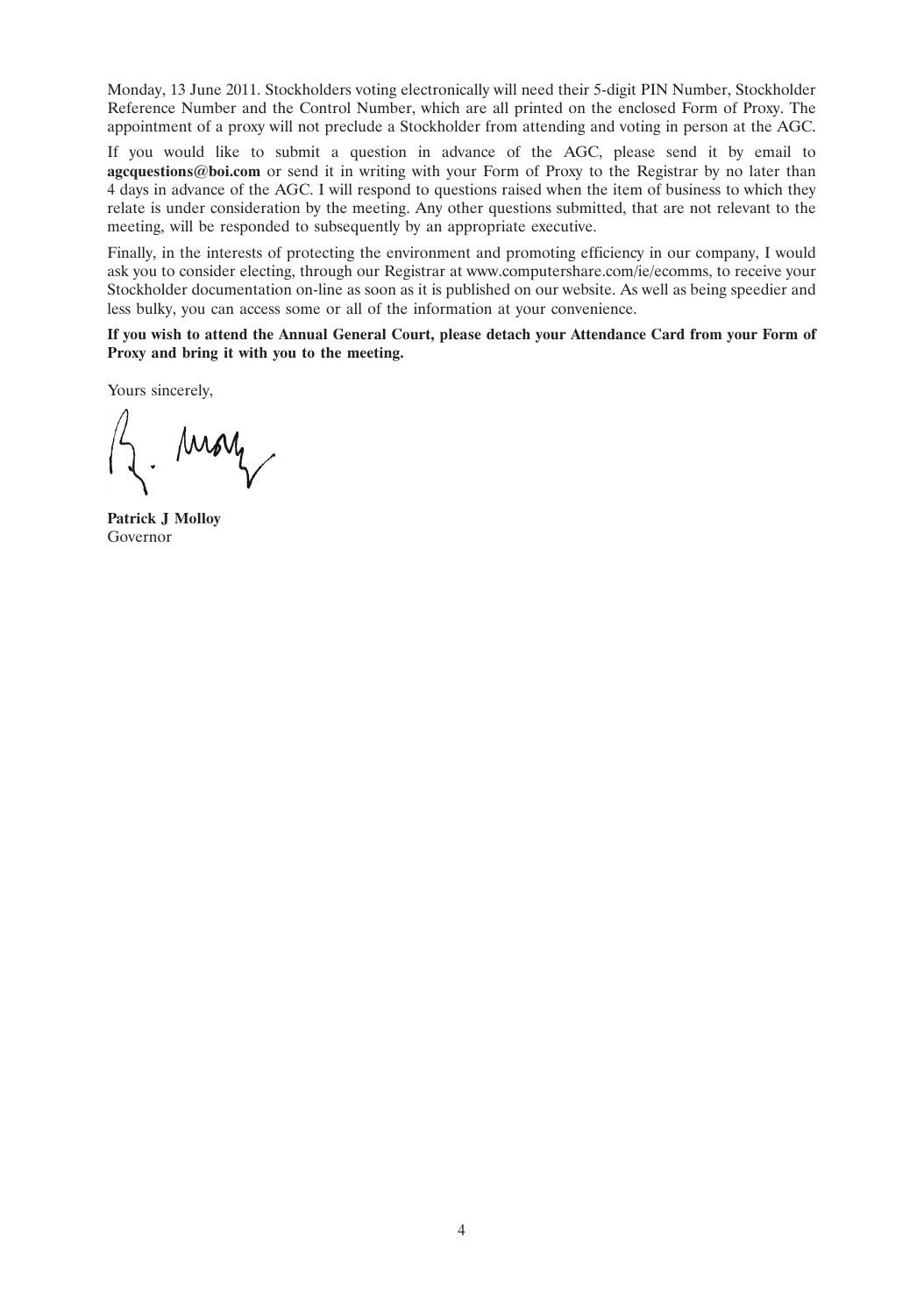Monday, 13 June 2011. Stockholders voting electronically will need their 5-digit PIN Number, Stockholder Reference Number and the Control Number, which are all printed on the enclosed Form of Proxy. The appointment of a proxy will not preclude a Stockholder from attending and voting in person at the AGC.

If you would like to submit a question in advance of the AGC, please send it by email to **agcquestions@boi.com** or send it in writing with your Form of Proxy to the Registrar by no later than 4 days in advance of the AGC. I will respond to questions raised when the item of business to which they relate is under consideration by the meeting. Any other questions submitted, that are not relevant to the meeting, will be responded to subsequently by an appropriate executive.

Finally, in the interests of protecting the environment and promoting efficiency in our company, I would ask you to consider electing, through our Registrar at www.computershare.com/ie/ecomms, to receive your Stockholder documentation on-line as soon as it is published on our website. As well as being speedier and less bulky, you can access some or all of the information at your convenience.

**If you wish to attend the Annual General Court, please detach your Attendance Card from your Form of Proxy and bring it with you to the meeting.**

Yours sincerely,

**Patrick J Molloy**
Governor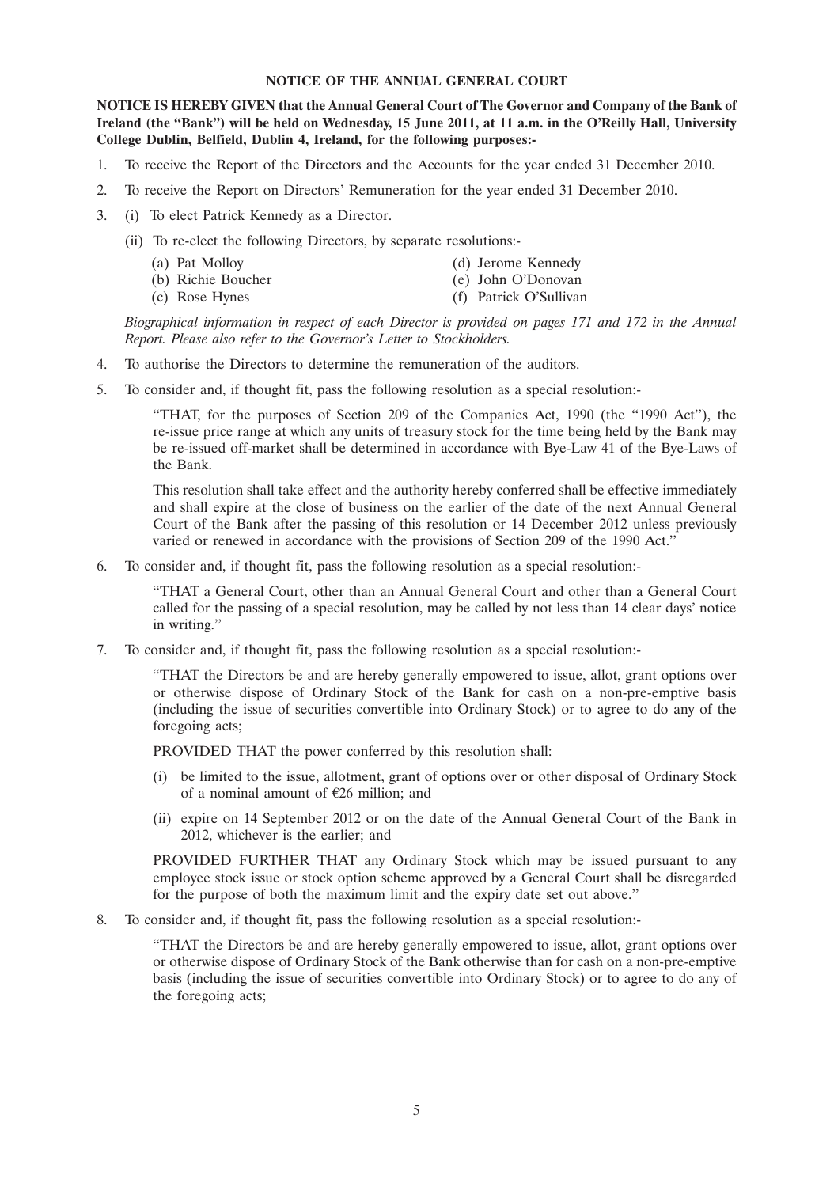## NOTICE OF THE ANNUAL GENERAL COURT

**NOTICE IS HEREBY GIVEN that the Annual General Court of The Governor and Company of the Bank of Ireland (the "Bank") will be held on Wednesday, 15 June 2011, at 11 a.m. in the O'Reilly Hall, University College Dublin, Belfield, Dublin 4, Ireland, for the following purposes:-**

1. To receive the Report of the Directors and the Accounts for the year ended 31 December 2010.
2. To receive the Report on Directors' Remuneration for the year ended 31 December 2010.
3. (i) To elect Patrick Kennedy as a Director.

   (ii) To re-elect the following Directors, by separate resolutions:-

   (a) Pat Molloy
   (b) Richie Boucher
   (c) Rose Hynes
   (d) Jerome Kennedy
   (e) John O'Donovan
   (f) Patrick O'Sullivan

   *Biographical information in respect of each Director is provided on pages 171 and 172 in the Annual Report. Please also refer to the Governor's Letter to Stockholders.*

4. To authorise the Directors to determine the remuneration of the auditors.
5. To consider and, if thought fit, pass the following resolution as a special resolution:-

   "THAT, for the purposes of Section 209 of the Companies Act, 1990 (the "1990 Act"), the re-issue price range at which any units of treasury stock for the time being held by the Bank may be re-issued off-market shall be determined in accordance with Bye-Law 41 of the Bye-Laws of the Bank.

   This resolution shall take effect and the authority hereby conferred shall be effective immediately and shall expire at the close of business on the earlier of the date of the next Annual General Court of the Bank after the passing of this resolution or 14 December 2012 unless previously varied or renewed in accordance with the provisions of Section 209 of the 1990 Act."

6. To consider and, if thought fit, pass the following resolution as a special resolution:-

   "THAT a General Court, other than an Annual General Court and other than a General Court called for the passing of a special resolution, may be called by not less than 14 clear days' notice in writing."

7. To consider and, if thought fit, pass the following resolution as a special resolution:-

   "THAT the Directors be and are hereby generally empowered to issue, allot, grant options over or otherwise dispose of Ordinary Stock of the Bank for cash on a non-pre-emptive basis (including the issue of securities convertible into Ordinary Stock) or to agree to do any of the foregoing acts;

   PROVIDED THAT the power conferred by this resolution shall:

   (i) be limited to the issue, allotment, grant of options over or other disposal of Ordinary Stock of a nominal amount of €26 million; and

   (ii) expire on 14 September 2012 or on the date of the Annual General Court of the Bank in 2012, whichever is the earlier; and

   PROVIDED FURTHER THAT any Ordinary Stock which may be issued pursuant to any employee stock issue or stock option scheme approved by a General Court shall be disregarded for the purpose of both the maximum limit and the expiry date set out above."

8. To consider and, if thought fit, pass the following resolution as a special resolution:-

   "THAT the Directors be and are hereby generally empowered to issue, allot, grant options over or otherwise dispose of Ordinary Stock of the Bank otherwise than for cash on a non-pre-emptive basis (including the issue of securities convertible into Ordinary Stock) or to agree to do any of the foregoing acts;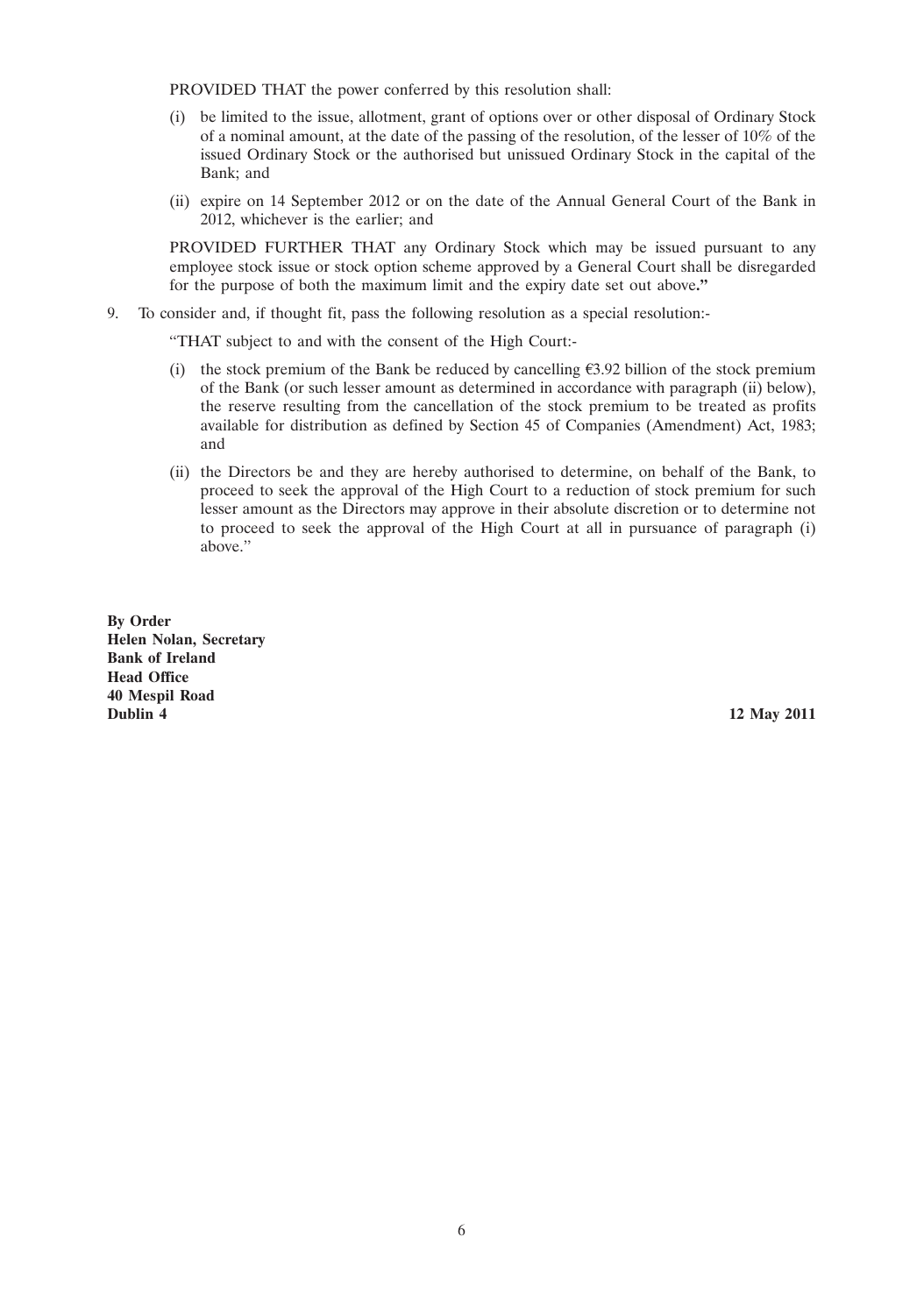PROVIDED THAT the power conferred by this resolution shall:

(i) be limited to the issue, allotment, grant of options over or other disposal of Ordinary Stock of a nominal amount, at the date of the passing of the resolution, of the lesser of 10% of the issued Ordinary Stock or the authorised but unissued Ordinary Stock in the capital of the Bank; and

(ii) expire on 14 September 2012 or on the date of the Annual General Court of the Bank in 2012, whichever is the earlier; and

PROVIDED FURTHER THAT any Ordinary Stock which may be issued pursuant to any employee stock issue or stock option scheme approved by a General Court shall be disregarded for the purpose of both the maximum limit and the expiry date set out above**."**

9. To consider and, if thought fit, pass the following resolution as a special resolution:-

"THAT subject to and with the consent of the High Court:-

(i) the stock premium of the Bank be reduced by cancelling €3.92 billion of the stock premium of the Bank (or such lesser amount as determined in accordance with paragraph (ii) below), the reserve resulting from the cancellation of the stock premium to be treated as profits available for distribution as defined by Section 45 of Companies (Amendment) Act, 1983; and

(ii) the Directors be and they are hereby authorised to determine, on behalf of the Bank, to proceed to seek the approval of the High Court to a reduction of stock premium for such lesser amount as the Directors may approve in their absolute discretion or to determine not to proceed to seek the approval of the High Court at all in pursuance of paragraph (i) above."

**By Order**
**Helen Nolan, Secretary**
**Bank of Ireland**
**Head Office**
**40 Mespil Road**
**Dublin 4**

**12 May 2011**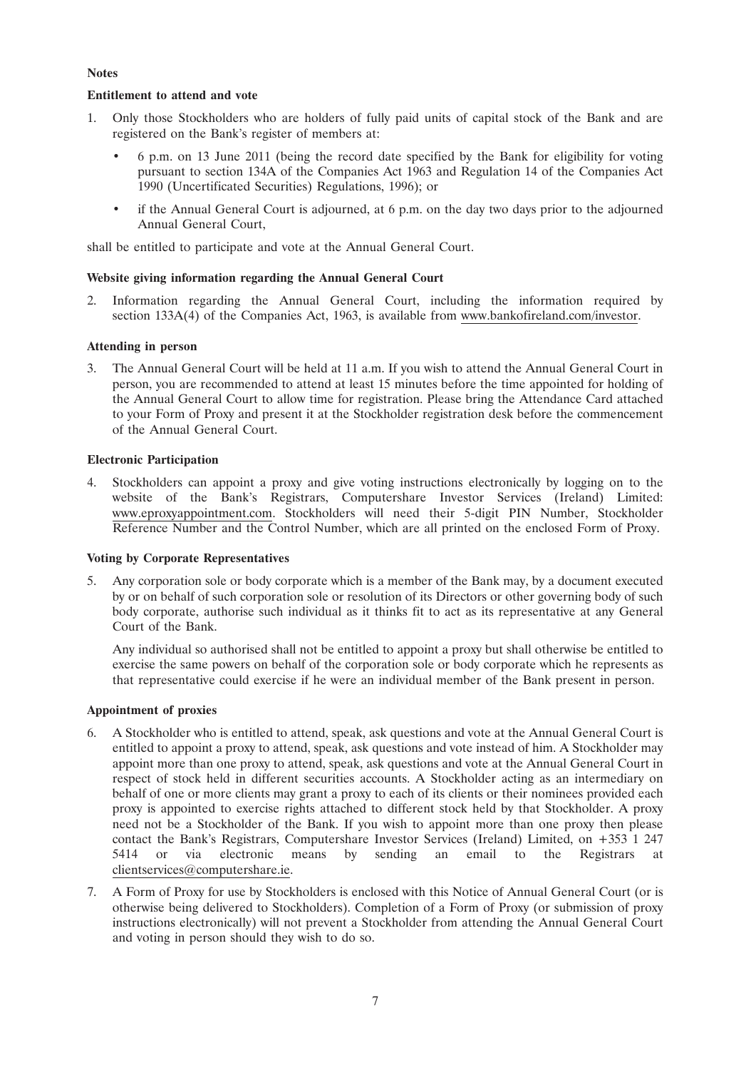**Notes**

**Entitlement to attend and vote**

1. Only those Stockholders who are holders of fully paid units of capital stock of the Bank and are registered on the Bank's register of members at:

   - 6 p.m. on 13 June 2011 (being the record date specified by the Bank for eligibility for voting pursuant to section 134A of the Companies Act 1963 and Regulation 14 of the Companies Act 1990 (Uncertificated Securities) Regulations, 1996); or
   - if the Annual General Court is adjourned, at 6 p.m. on the day two days prior to the adjourned Annual General Court,

shall be entitled to participate and vote at the Annual General Court.

**Website giving information regarding the Annual General Court**

2. Information regarding the Annual General Court, including the information required by section 133A(4) of the Companies Act, 1963, is available from www.bankofireland.com/investor.

**Attending in person**

3. The Annual General Court will be held at 11 a.m. If you wish to attend the Annual General Court in person, you are recommended to attend at least 15 minutes before the time appointed for holding of the Annual General Court to allow time for registration. Please bring the Attendance Card attached to your Form of Proxy and present it at the Stockholder registration desk before the commencement of the Annual General Court.

**Electronic Participation**

4. Stockholders can appoint a proxy and give voting instructions electronically by logging on to the website of the Bank's Registrars, Computershare Investor Services (Ireland) Limited: www.eproxyappointment.com. Stockholders will need their 5-digit PIN Number, Stockholder Reference Number and the Control Number, which are all printed on the enclosed Form of Proxy.

**Voting by Corporate Representatives**

5. Any corporation sole or body corporate which is a member of the Bank may, by a document executed by or on behalf of such corporation sole or resolution of its Directors or other governing body of such body corporate, authorise such individual as it thinks fit to act as its representative at any General Court of the Bank.

   Any individual so authorised shall not be entitled to appoint a proxy but shall otherwise be entitled to exercise the same powers on behalf of the corporation sole or body corporate which he represents as that representative could exercise if he were an individual member of the Bank present in person.

**Appointment of proxies**

6. A Stockholder who is entitled to attend, speak, ask questions and vote at the Annual General Court is entitled to appoint a proxy to attend, speak, ask questions and vote instead of him. A Stockholder may appoint more than one proxy to attend, speak, ask questions and vote at the Annual General Court in respect of stock held in different securities accounts. A Stockholder acting as an intermediary on behalf of one or more clients may grant a proxy to each of its clients or their nominees provided each proxy is appointed to exercise rights attached to different stock held by that Stockholder. A proxy need not be a Stockholder of the Bank. If you wish to appoint more than one proxy then please contact the Bank's Registrars, Computershare Investor Services (Ireland) Limited, on +353 1 247 5414 or via electronic means by sending an email to the Registrars at clientservices@computershare.ie.

7. A Form of Proxy for use by Stockholders is enclosed with this Notice of Annual General Court (or is otherwise being delivered to Stockholders). Completion of a Form of Proxy (or submission of proxy instructions electronically) will not prevent a Stockholder from attending the Annual General Court and voting in person should they wish to do so.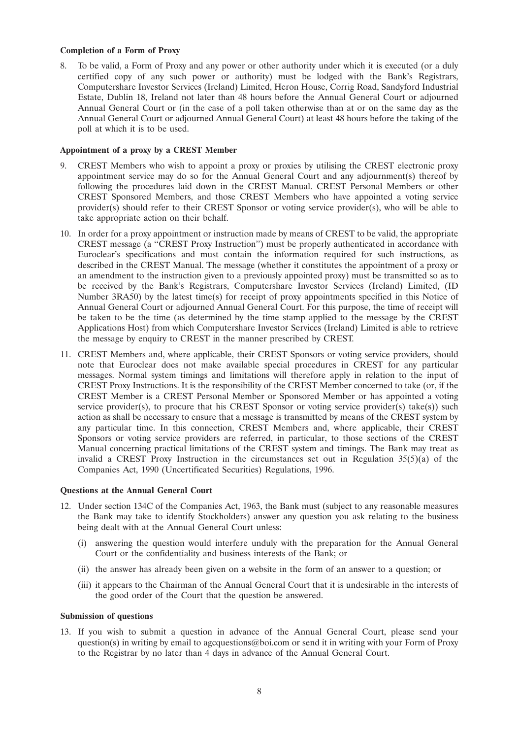**Completion of a Form of Proxy**

8. To be valid, a Form of Proxy and any power or other authority under which it is executed (or a duly certified copy of any such power or authority) must be lodged with the Bank's Registrars, Computershare Investor Services (Ireland) Limited, Heron House, Corrig Road, Sandyford Industrial Estate, Dublin 18, Ireland not later than 48 hours before the Annual General Court or adjourned Annual General Court or (in the case of a poll taken otherwise than at or on the same day as the Annual General Court or adjourned Annual General Court) at least 48 hours before the taking of the poll at which it is to be used.

**Appointment of a proxy by a CREST Member**

9. CREST Members who wish to appoint a proxy or proxies by utilising the CREST electronic proxy appointment service may do so for the Annual General Court and any adjournment(s) thereof by following the procedures laid down in the CREST Manual. CREST Personal Members or other CREST Sponsored Members, and those CREST Members who have appointed a voting service provider(s) should refer to their CREST Sponsor or voting service provider(s), who will be able to take appropriate action on their behalf.

10. In order for a proxy appointment or instruction made by means of CREST to be valid, the appropriate CREST message (a "CREST Proxy Instruction") must be properly authenticated in accordance with Euroclear's specifications and must contain the information required for such instructions, as described in the CREST Manual. The message (whether it constitutes the appointment of a proxy or an amendment to the instruction given to a previously appointed proxy) must be transmitted so as to be received by the Bank's Registrars, Computershare Investor Services (Ireland) Limited, (ID Number 3RA50) by the latest time(s) for receipt of proxy appointments specified in this Notice of Annual General Court or adjourned Annual General Court. For this purpose, the time of receipt will be taken to be the time (as determined by the time stamp applied to the message by the CREST Applications Host) from which Computershare Investor Services (Ireland) Limited is able to retrieve the message by enquiry to CREST in the manner prescribed by CREST.

11. CREST Members and, where applicable, their CREST Sponsors or voting service providers, should note that Euroclear does not make available special procedures in CREST for any particular messages. Normal system timings and limitations will therefore apply in relation to the input of CREST Proxy Instructions. It is the responsibility of the CREST Member concerned to take (or, if the CREST Member is a CREST Personal Member or Sponsored Member or has appointed a voting service provider(s), to procure that his CREST Sponsor or voting service provider(s) take(s)) such action as shall be necessary to ensure that a message is transmitted by means of the CREST system by any particular time. In this connection, CREST Members and, where applicable, their CREST Sponsors or voting service providers are referred, in particular, to those sections of the CREST Manual concerning practical limitations of the CREST system and timings. The Bank may treat as invalid a CREST Proxy Instruction in the circumstances set out in Regulation 35(5)(a) of the Companies Act, 1990 (Uncertificated Securities) Regulations, 1996.

**Questions at the Annual General Court**

12. Under section 134C of the Companies Act, 1963, the Bank must (subject to any reasonable measures the Bank may take to identify Stockholders) answer any question you ask relating to the business being dealt with at the Annual General Court unless:

    (i) answering the question would interfere unduly with the preparation for the Annual General Court or the confidentiality and business interests of the Bank; or

    (ii) the answer has already been given on a website in the form of an answer to a question; or

    (iii) it appears to the Chairman of the Annual General Court that it is undesirable in the interests of the good order of the Court that the question be answered.

**Submission of questions**

13. If you wish to submit a question in advance of the Annual General Court, please send your question(s) in writing by email to agcquestions@boi.com or send it in writing with your Form of Proxy to the Registrar by no later than 4 days in advance of the Annual General Court.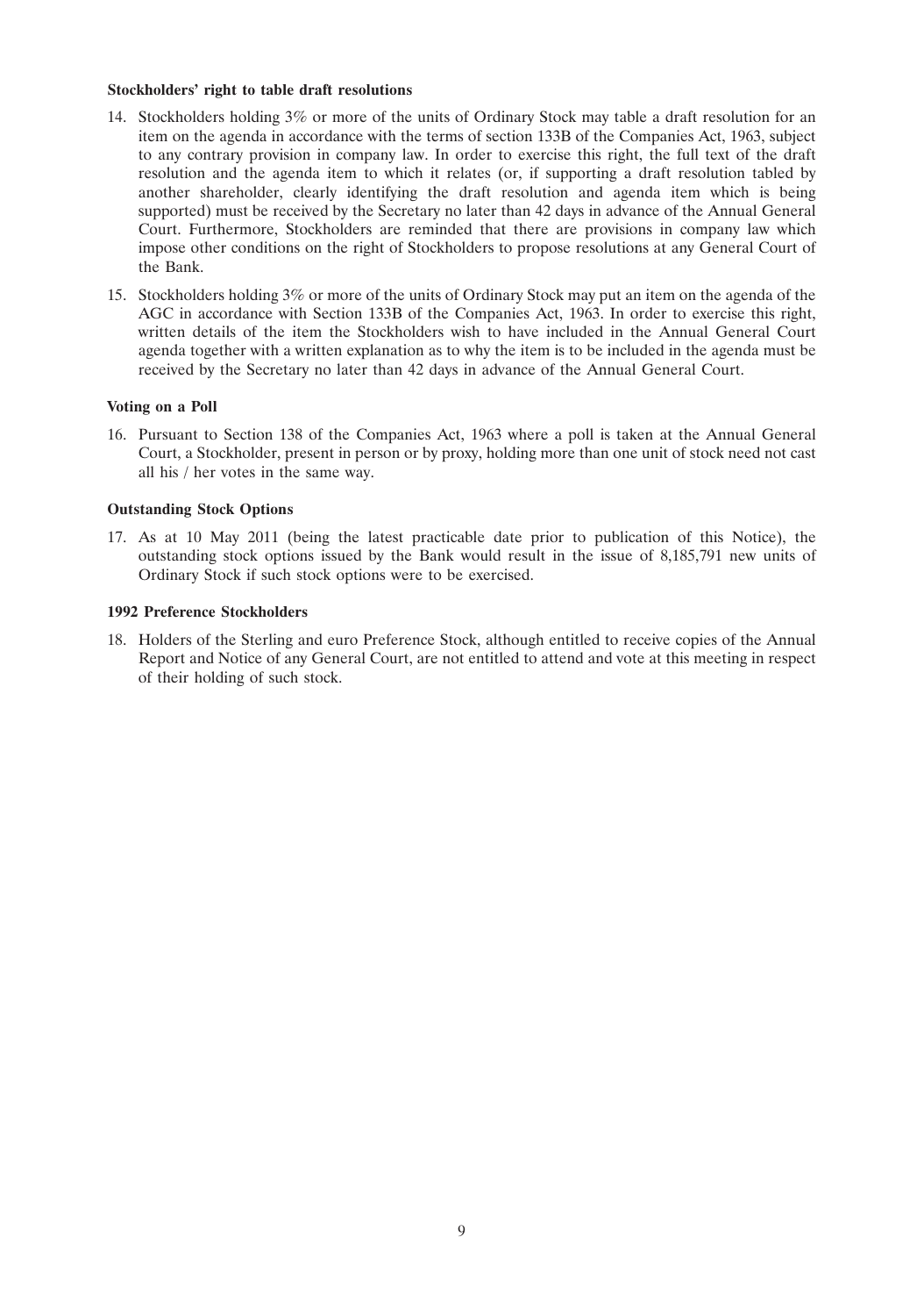**Stockholders' right to table draft resolutions**

14. Stockholders holding 3% or more of the units of Ordinary Stock may table a draft resolution for an item on the agenda in accordance with the terms of section 133B of the Companies Act, 1963, subject to any contrary provision in company law. In order to exercise this right, the full text of the draft resolution and the agenda item to which it relates (or, if supporting a draft resolution tabled by another shareholder, clearly identifying the draft resolution and agenda item which is being supported) must be received by the Secretary no later than 42 days in advance of the Annual General Court. Furthermore, Stockholders are reminded that there are provisions in company law which impose other conditions on the right of Stockholders to propose resolutions at any General Court of the Bank.

15. Stockholders holding 3% or more of the units of Ordinary Stock may put an item on the agenda of the AGC in accordance with Section 133B of the Companies Act, 1963. In order to exercise this right, written details of the item the Stockholders wish to have included in the Annual General Court agenda together with a written explanation as to why the item is to be included in the agenda must be received by the Secretary no later than 42 days in advance of the Annual General Court.

**Voting on a Poll**

16. Pursuant to Section 138 of the Companies Act, 1963 where a poll is taken at the Annual General Court, a Stockholder, present in person or by proxy, holding more than one unit of stock need not cast all his / her votes in the same way.

**Outstanding Stock Options**

17. As at 10 May 2011 (being the latest practicable date prior to publication of this Notice), the outstanding stock options issued by the Bank would result in the issue of 8,185,791 new units of Ordinary Stock if such stock options were to be exercised.

**1992 Preference Stockholders**

18. Holders of the Sterling and euro Preference Stock, although entitled to receive copies of the Annual Report and Notice of any General Court, are not entitled to attend and vote at this meeting in respect of their holding of such stock.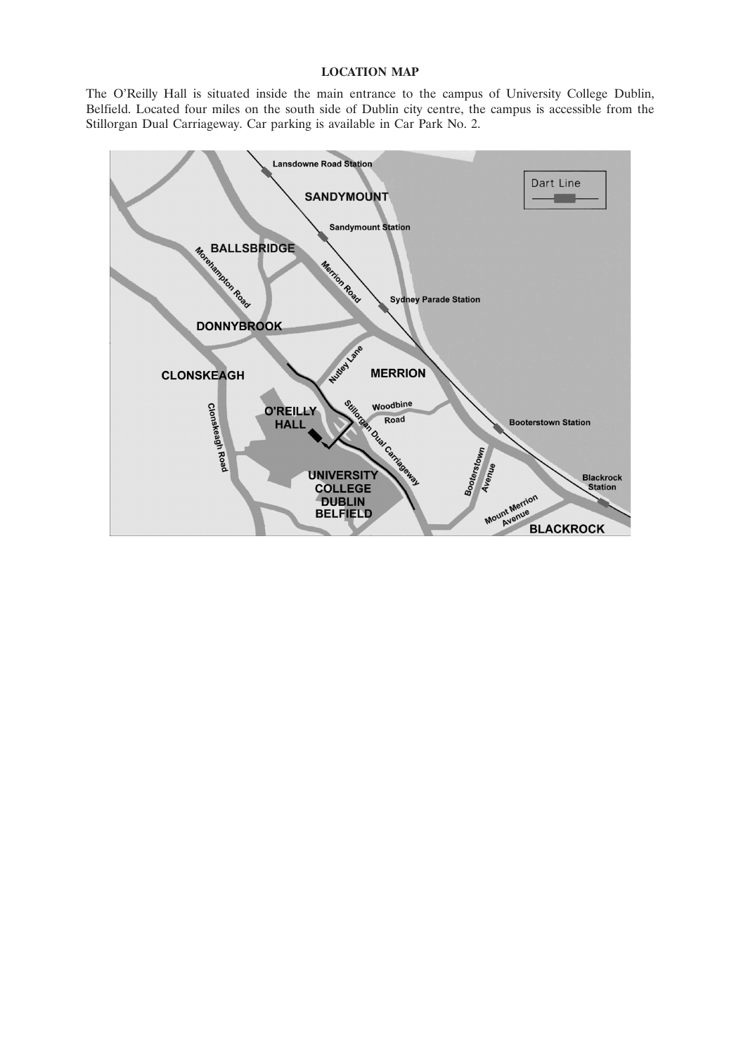**LOCATION MAP**

The O'Reilly Hall is situated inside the main entrance to the campus of University College Dublin, Belfield. Located four miles on the south side of Dublin city centre, the campus is accessible from the Stillorgan Dual Carriageway. Car parking is available in Car Park No. 2.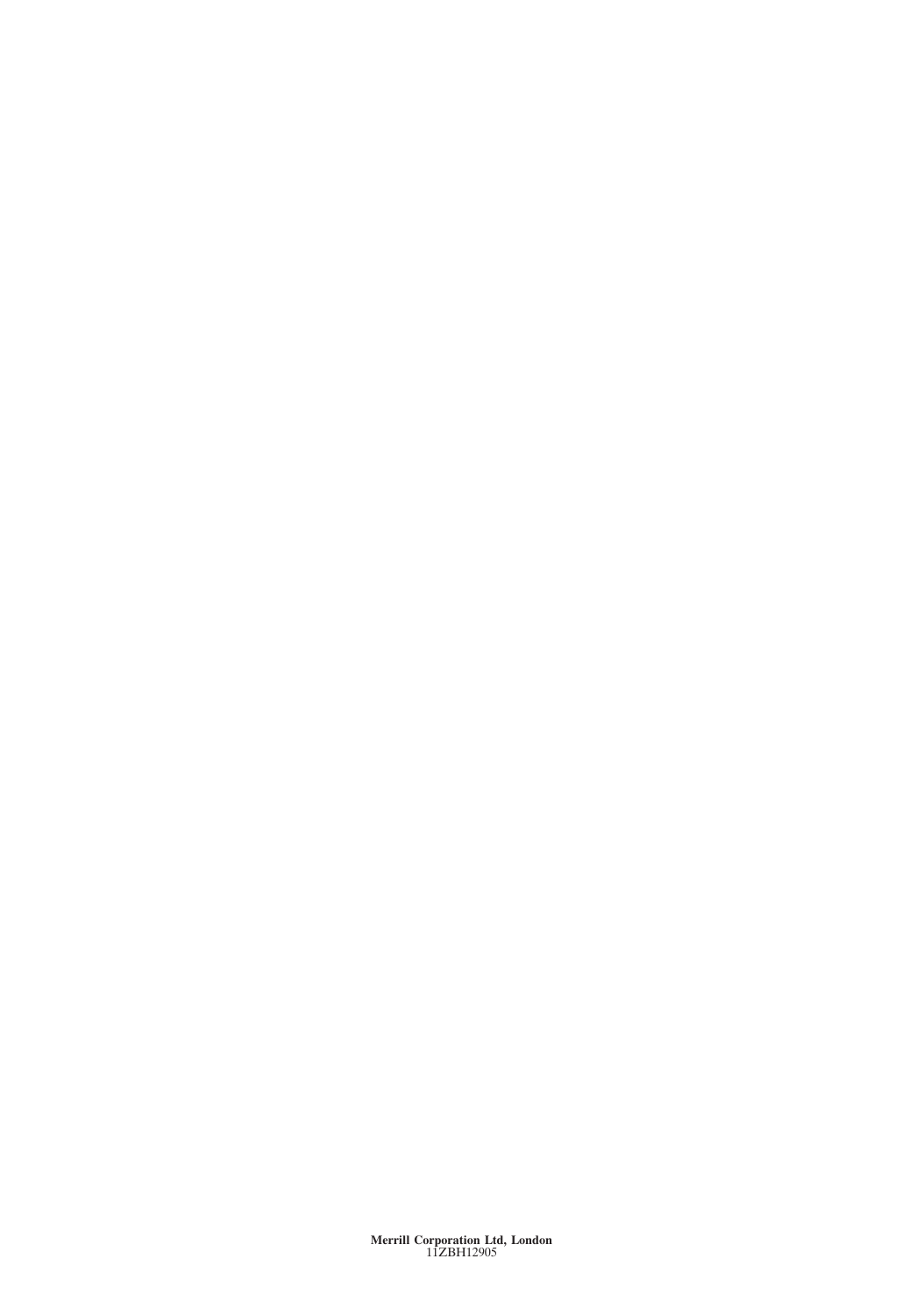**Merrill Corporation Ltd, London**
11ZBH12905